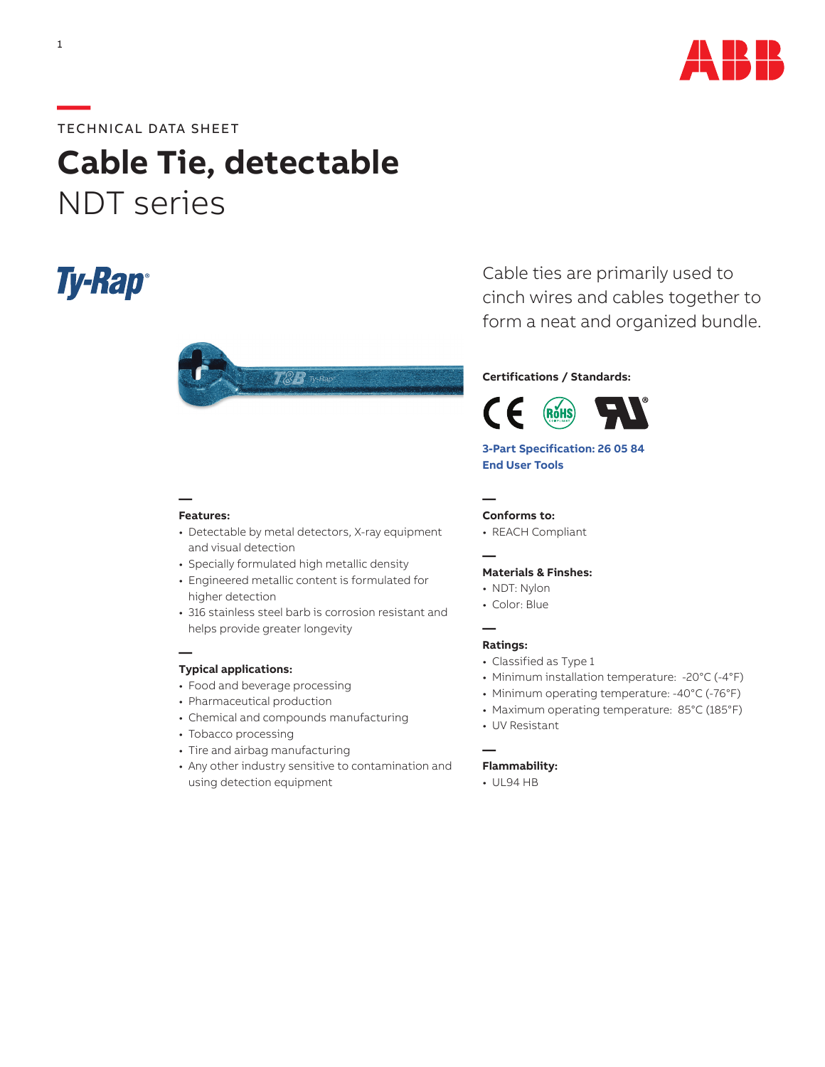TECHNICAL DATA SHEET

# Cable Tie, detectable

## NDT series

Cable ties are primarily used to cinch wires and cables together to form a neat and organized bundle.

**Certifications / Standards:**

**3-Part Specification: 26 05 84**

**End User Tools**

**Features:**

- Detectable by metal detectors, X-ray equipment and visual detection
- Specially formulated high metallic density
- Engineered metallic content is formulated for higher detection
- 316 stainless steel barb is corrosion resistant and helps provide greater longevity

**Typical applications:**

- Food and beverage processing
- Pharmaceutical production
- Chemical and compounds manufacturing
- Tobacco processing
- Tire and airbag manufacturing
- Any other industry sensitive to contamination and using detection equipment

**Conforms to:**

- REACH Compliant

**Materials & Finshes:**

- NDT: Nylon
- Color: Blue

**Ratings:**

- Classified as Type 1
- Minimum installation temperature: -20°C (-4°F)
- Minimum operating temperature: -40°C (-76°F)
- Maximum operating temperature: 85°C (185°F)
- UV Resistant

**Flammability:**

- UL94 HB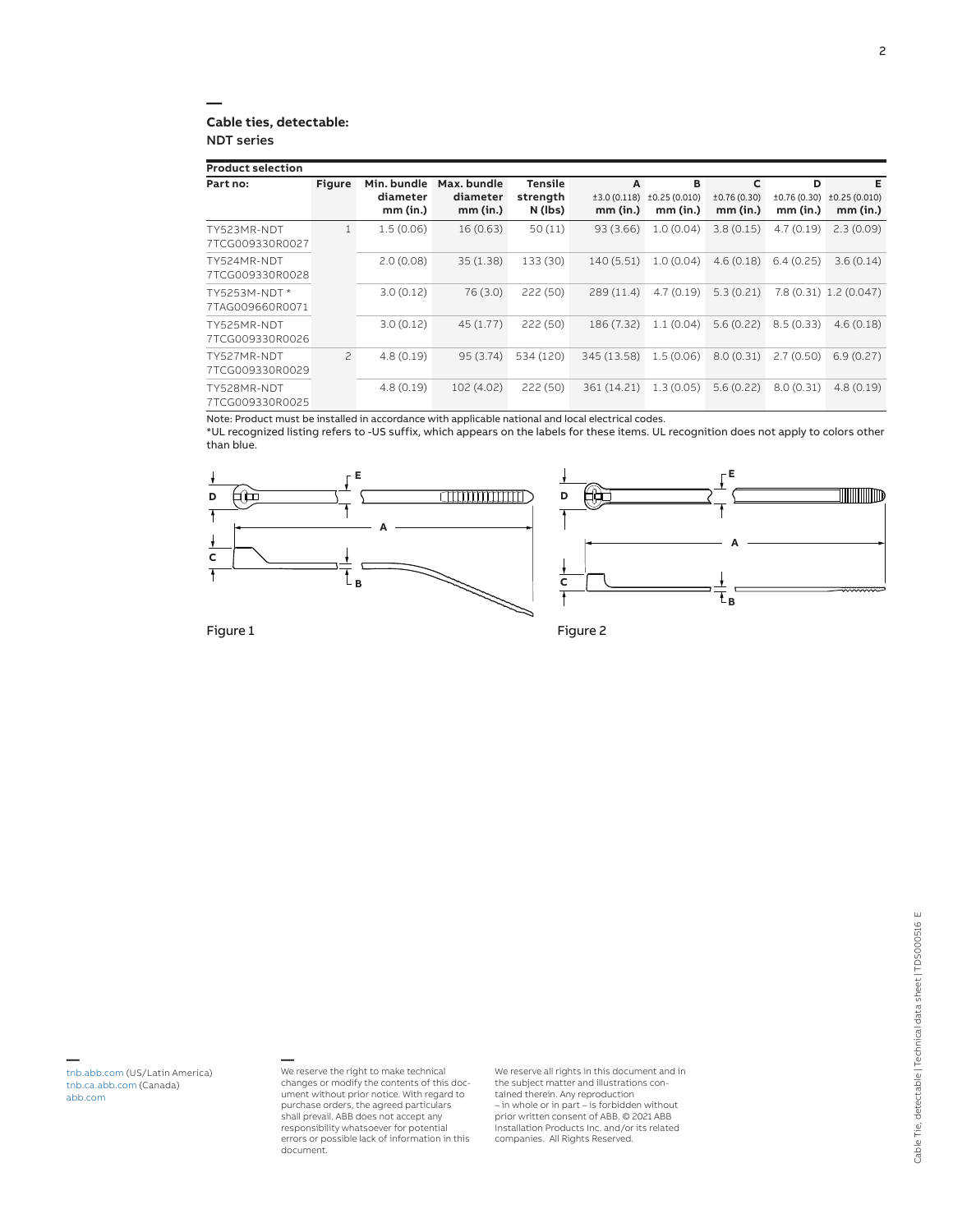## Cable ties, detectable:

### NDT series

**Product selection**

| Part no: | Figure | Min. bundle diameter mm (in.) | Max. bundle diameter mm (in.) | Tensile strength N (lbs) | A ±3.0 (0.118) mm (in.) | B ±0.25 (0.010) mm (in.) | C ±0.76 (0.30) mm (in.) | D ±0.76 (0.30) mm (in.) | E ±0.25 (0.010) mm (in.) |
|---|---|---|---|---|---|---|---|---|---|
| TY523MR-NDT 7TCG009330R0027 | 1 | 1.5 (0.06) | 16 (0.63) | 50 (11) | 93 (3.66) | 1.0 (0.04) | 3.8 (0.15) | 4.7 (0.19) | 2.3 (0.09) |
| TY524MR-NDT 7TCG009330R0028 | | 2.0 (0.08) | 35 (1.38) | 133 (30) | 140 (5.51) | 1.0 (0.04) | 4.6 (0.18) | 6.4 (0.25) | 3.6 (0.14) |
| TY5253M-NDT * 7TAG009660R0071 | | 3.0 (0.12) | 76 (3.0) | 222 (50) | 289 (11.4) | 4.7 (0.19) | 5.3 (0.21) | 7.8 (0.31) | 1.2 (0.047) |
| TY525MR-NDT 7TCG009330R0026 | | 3.0 (0.12) | 45 (1.77) | 222 (50) | 186 (7.32) | 1.1 (0.04) | 5.6 (0.22) | 8.5 (0.33) | 4.6 (0.18) |
| TY527MR-NDT 7TCG009330R0029 | 2 | 4.8 (0.19) | 95 (3.74) | 534 (120) | 345 (13.58) | 1.5 (0.06) | 8.0 (0.31) | 2.7 (0.50) | 6.9 (0.27) |
| TY528MR-NDT 7TCG009330R0025 | | 4.8 (0.19) | 102 (4.02) | 222 (50) | 361 (14.21) | 1.3 (0.05) | 5.6 (0.22) | 8.0 (0.31) | 4.8 (0.19) |

Note: Product must be installed in accordance with applicable national and local electrical codes.
*UL recognized listing refers to -US suffix, which appears on the labels for these items. UL recognition does not apply to colors other than blue.

D E A C B

Figure 1

D E A C B

Figure 2

tnb.abb.com (US/Latin America)
tnb.ca.abb.com (Canada)
abb.com

We reserve the right to make technical changes or modify the contents of this document without prior notice. With regard to purchase orders, the agreed particulars shall prevail. ABB does not accept any responsibility whatsoever for potential errors or possible lack of information in this document.

We reserve all rights in this document and in the subject matter and illustrations contained therein. Any reproduction – in whole or in part – is forbidden without prior written consent of ABB. © 2021 ABB Installation Products Inc. and/or its related companies. All Rights Reserved.

Cable Tie, detectable | Technical data sheet | TDS000516 E